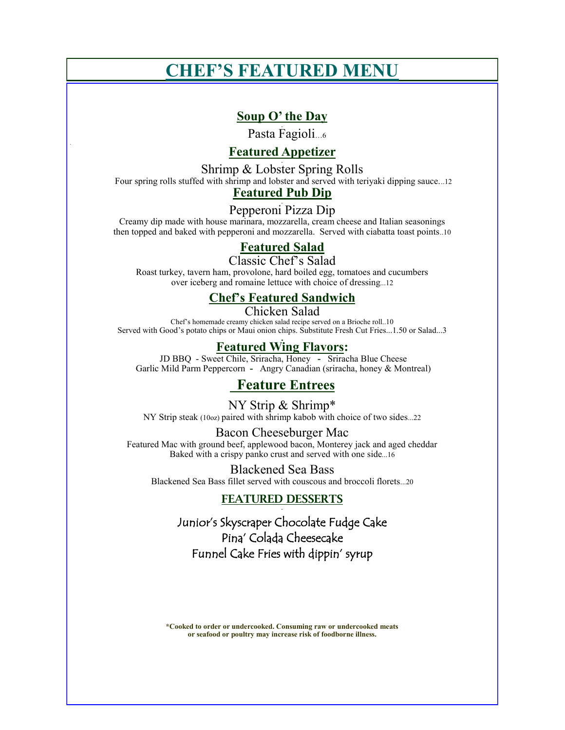# CHEF'S FEATURED MENU

## Soup O' the Day

Pasta Fagioli…6

## Featured Appetizer

### Shrimp & Lobster Spring Rolls

Four spring rolls stuffed with shrimp and lobster and served with teriyaki dipping sauce…12

## Featured Pub Dip

### Pepperoni Pizza Dip

Creamy dip made with house marinara, mozzarella, cream cheese and Italian seasonings then topped and baked with pepperoni and mozzarella. Served with ciabatta toast points..10

## Featured Salad

### Classic Chef's Salad

Roast turkey, tavern ham, provolone, hard boiled egg, tomatoes and cucumbers over iceberg and romaine lettuce with choice of dressing…12

## Chef's Featured Sandwich

### Chicken Salad

Chef's homemade creamy chicken salad recipe served on a Brioche roll..10

Served with Good's potato chips or Maui onion chips. Substitute Fresh Cut Fries...1.50 or Salad...3

## Featured Wing Flavors:

JD BBQ - Sweet Chile, Sriracha, Honey - Sriracha Blue Cheese

Garlic Mild Parm Peppercorn - Angry Canadian (sriracha, honey & Montreal)

## Feature Entrees

### NY Strip & Shrimp*

NY Strip steak (10oz) paired with shrimp kabob with choice of two sides…22

### Bacon Cheeseburger Mac

Featured Mac with ground beef, applewood bacon, Monterey jack and aged cheddar Baked with a crispy panko crust and served with one side…16

### Blackened Sea Bass

Blackened Sea Bass fillet served with couscous and broccoli florets…20

## FEATURED DESSERTS

Junior's Skyscraper Chocolate Fudge Cake

Pina' Colada Cheesecake

Funnel Cake Fries with dippin' syrup

**\*Cooked to order or undercooked. Consuming raw or undercooked meats or seafood or poultry may increase risk of foodborne illness.**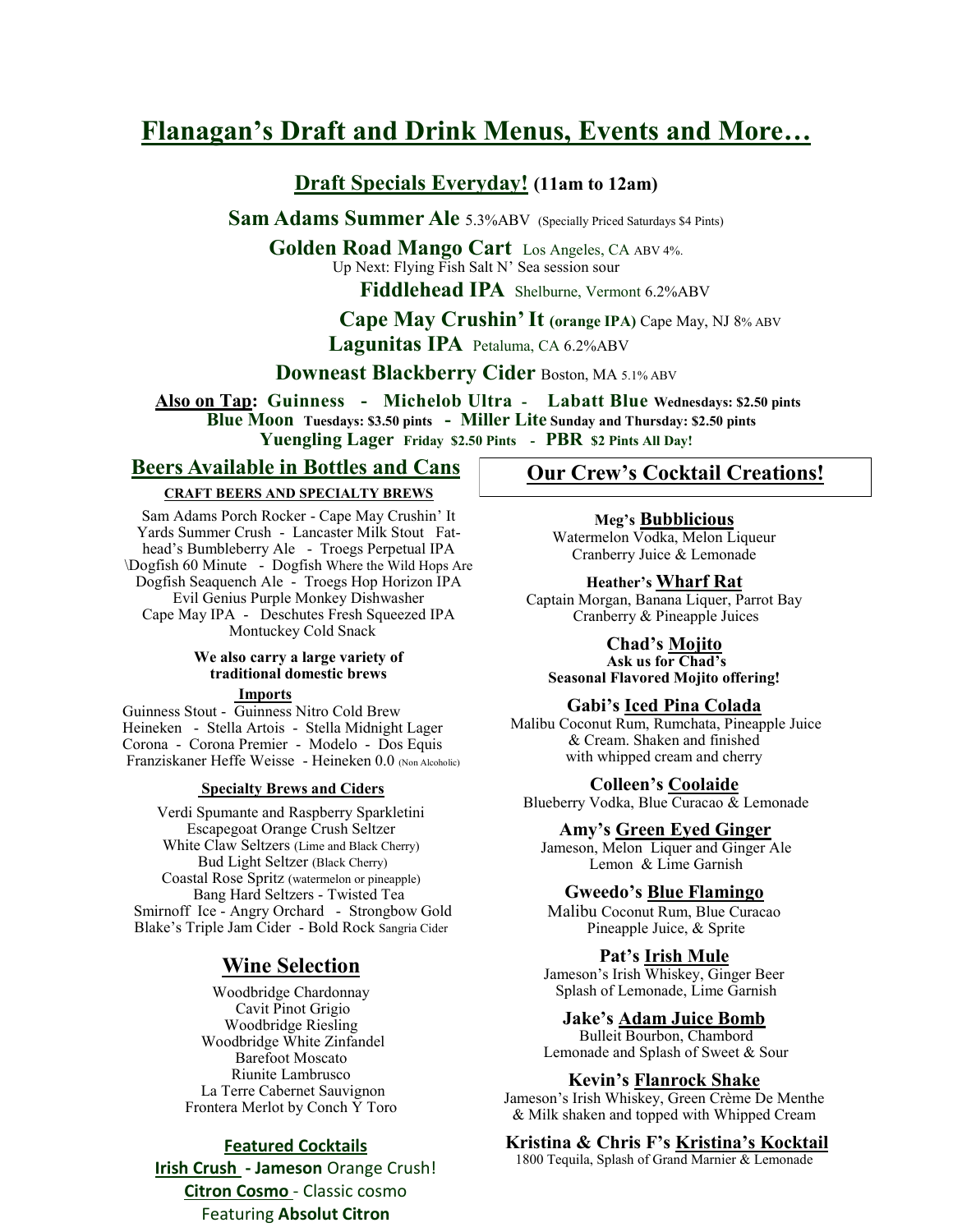# Flanagan's Draft and Drink Menus, Events and More…

## Draft Specials Everyday! (11am to 12am)

**Sam Adams Summer Ale** 5.3%ABV (Specially Priced Saturdays $4 Pints)

**Golden Road Mango Cart** Los Angeles, CA ABV 4%.
Up Next: Flying Fish Salt N' Sea session sour

**Fiddlehead IPA** Shelburne, Vermont 6.2%ABV

**Cape May Crushin' It (orange IPA)** Cape May, NJ 8% ABV

**Lagunitas IPA** Petaluma, CA 6.2%ABV

**Downeast Blackberry Cider** Boston, MA 5.1% ABV

**Also on Tap: Guinness - Michelob Ultra - Labatt Blue Wednesdays: $2.50 pints**
**Blue Moon Tuesdays: $3.50 pints - Miller Lite Sunday and Thursday: $2.50 pints**
**Yuengling Lager Friday $2.50 Pints - PBR $2 Pints All Day!**

## Beers Available in Bottles and Cans

### CRAFT BEERS AND SPECIALTY BREWS

Sam Adams Porch Rocker - Cape May Crushin' It
Yards Summer Crush - Lancaster Milk Stout Fat-head's Bumbleberry Ale - Troegs Perpetual IPA
\Dogfish 60 Minute - Dogfish Where the Wild Hops Are
Dogfish Seaquench Ale - Troegs Hop Horizon IPA
Evil Genius Purple Monkey Dishwasher
Cape May IPA - Deschutes Fresh Squeezed IPA
Montuckey Cold Snack

**We also carry a large variety of traditional domestic brews**

### Imports

Guinness Stout - Guinness Nitro Cold Brew
Heineken - Stella Artois - Stella Midnight Lager
Corona - Corona Premier - Modelo - Dos Equis
Franziskaner Heffe Weisse - Heineken 0.0 (Non Alcoholic)

### Specialty Brews and Ciders

Verdi Spumante and Raspberry Sparkletini
Escapegoat Orange Crush Seltzer
White Claw Seltzers (Lime and Black Cherry)
Bud Light Seltzer (Black Cherry)
Coastal Rose Spritz (watermelon or pineapple)
Bang Hard Seltzers - Twisted Tea
Smirnoff Ice - Angry Orchard - Strongbow Gold
Blake's Triple Jam Cider - Bold Rock Sangria Cider

## Wine Selection

Woodbridge Chardonnay
Cavit Pinot Grigio
Woodbridge Riesling
Woodbridge White Zinfandel
Barefoot Moscato
Riunite Lambrusco
La Terre Cabernet Sauvignon
Frontera Merlot by Conch Y Toro

### Featured Cocktails

**Irish Crush - Jameson** Orange Crush!
**Citron Cosmo** - Classic cosmo
Featuring **Absolut Citron**

## Our Crew's Cocktail Creations!

**Meg's Bubblicious**
Watermelon Vodka, Melon Liqueur
Cranberry Juice & Lemonade

**Heather's Wharf Rat**
Captain Morgan, Banana Liquer, Parrot Bay
Cranberry & Pineapple Juices

**Chad's Mojito**
**Ask us for Chad's Seasonal Flavored Mojito offering!**

**Gabi's Iced Pina Colada**
Malibu Coconut Rum, Rumchata, Pineapple Juice & Cream. Shaken and finished with whipped cream and cherry

**Colleen's Coolaide**
Blueberry Vodka, Blue Curacao & Lemonade

**Amy's Green Eyed Ginger**
Jameson, Melon Liquer and Ginger Ale
Lemon & Lime Garnish

**Gweedo's Blue Flamingo**
Malibu Coconut Rum, Blue Curacao
Pineapple Juice, & Sprite

**Pat's Irish Mule**
Jameson's Irish Whiskey, Ginger Beer
Splash of Lemonade, Lime Garnish

**Jake's Adam Juice Bomb**
Bulleit Bourbon, Chambord
Lemonade and Splash of Sweet & Sour

**Kevin's Flanrock Shake**
Jameson's Irish Whiskey, Green Crème De Menthe & Milk shaken and topped with Whipped Cream

**Kristina & Chris F's Kristina's Kocktail**
1800 Tequila, Splash of Grand Marnier & Lemonade